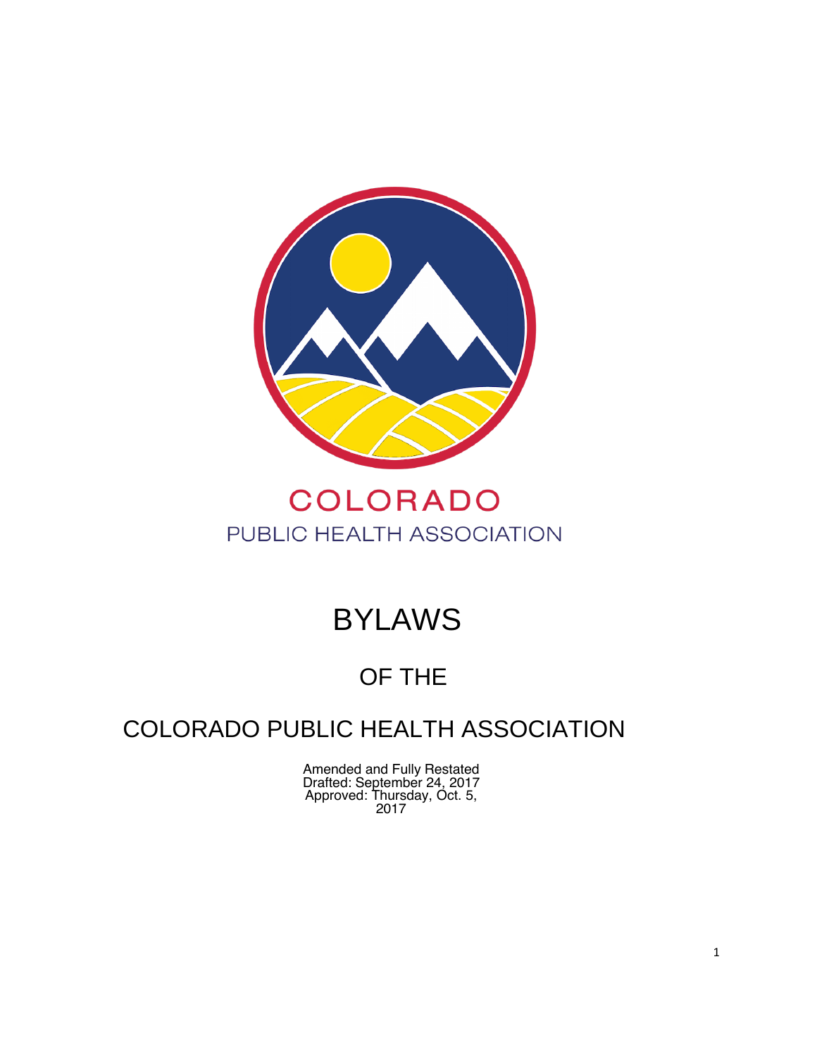COLORADO
PUBLIC HEALTH ASSOCIATION

# BYLAWS

## OF THE

## COLORADO PUBLIC HEALTH ASSOCIATION

Amended and Fully Restated
Drafted: September 24, 2017
Approved: Thursday, Oct. 5, 2017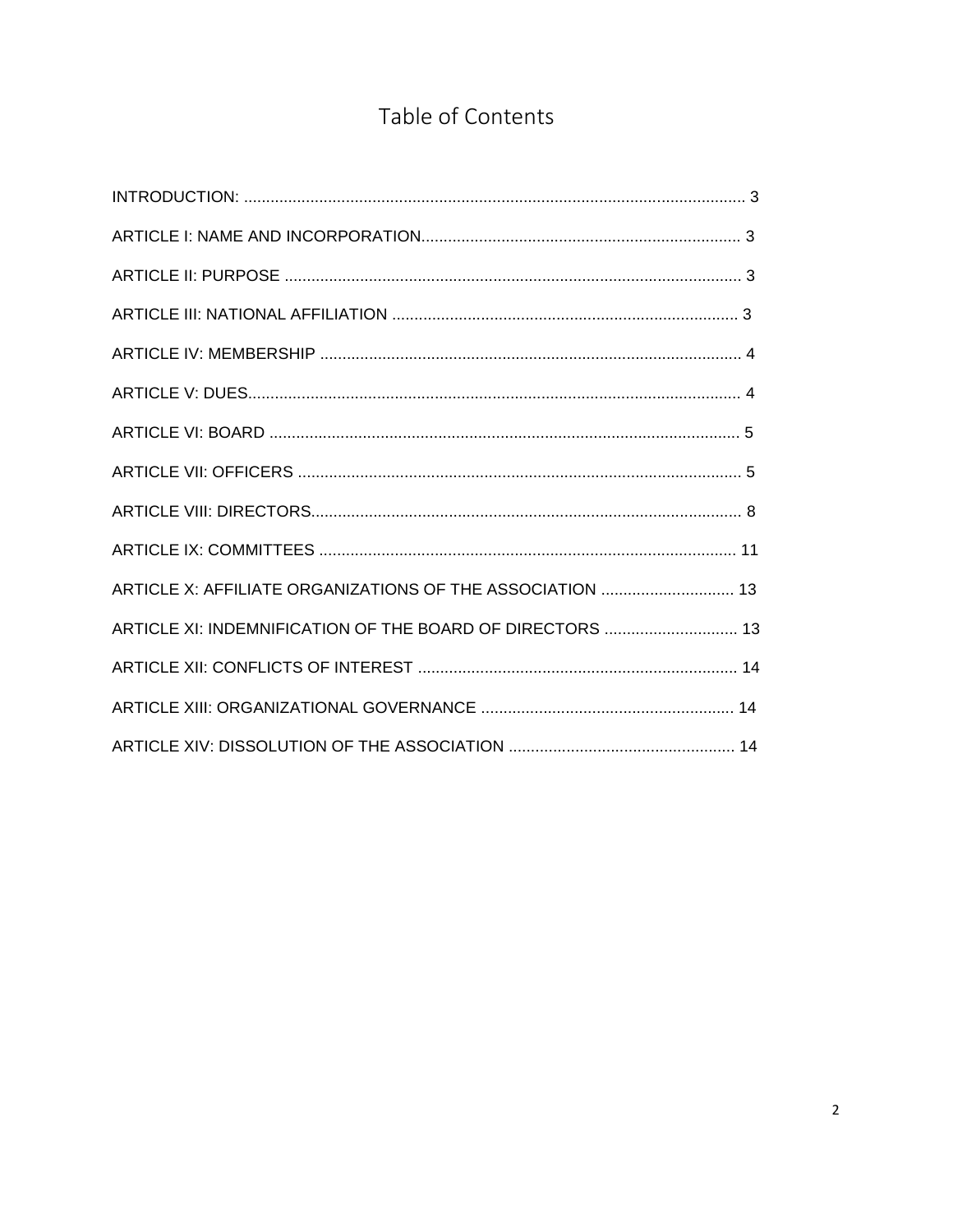# Table of Contents

INTRODUCTION: ........................................................................................................ 3

ARTICLE I: NAME AND INCORPORATION......................................................................... 3

ARTICLE II: PURPOSE ........................................................................................................ 3

ARTICLE III: NATIONAL AFFILIATION .............................................................................. 3

ARTICLE IV: MEMBERSHIP ................................................................................................ 4

ARTICLE V: DUES................................................................................................................ 4

ARTICLE VI: BOARD ........................................................................................................... 5

ARTICLE VII: OFFICERS ..................................................................................................... 5

ARTICLE VIII: DIRECTORS.................................................................................................. 8

ARTICLE IX: COMMITTEES ............................................................................................... 11

ARTICLE X: AFFILIATE ORGANIZATIONS OF THE ASSOCIATION .............................. 13

ARTICLE XI: INDEMNIFICATION OF THE BOARD OF DIRECTORS .............................. 13

ARTICLE XII: CONFLICTS OF INTEREST ........................................................................ 14

ARTICLE XIII: ORGANIZATIONAL GOVERNANCE ......................................................... 14

ARTICLE XIV: DISSOLUTION OF THE ASSOCIATION .................................................... 14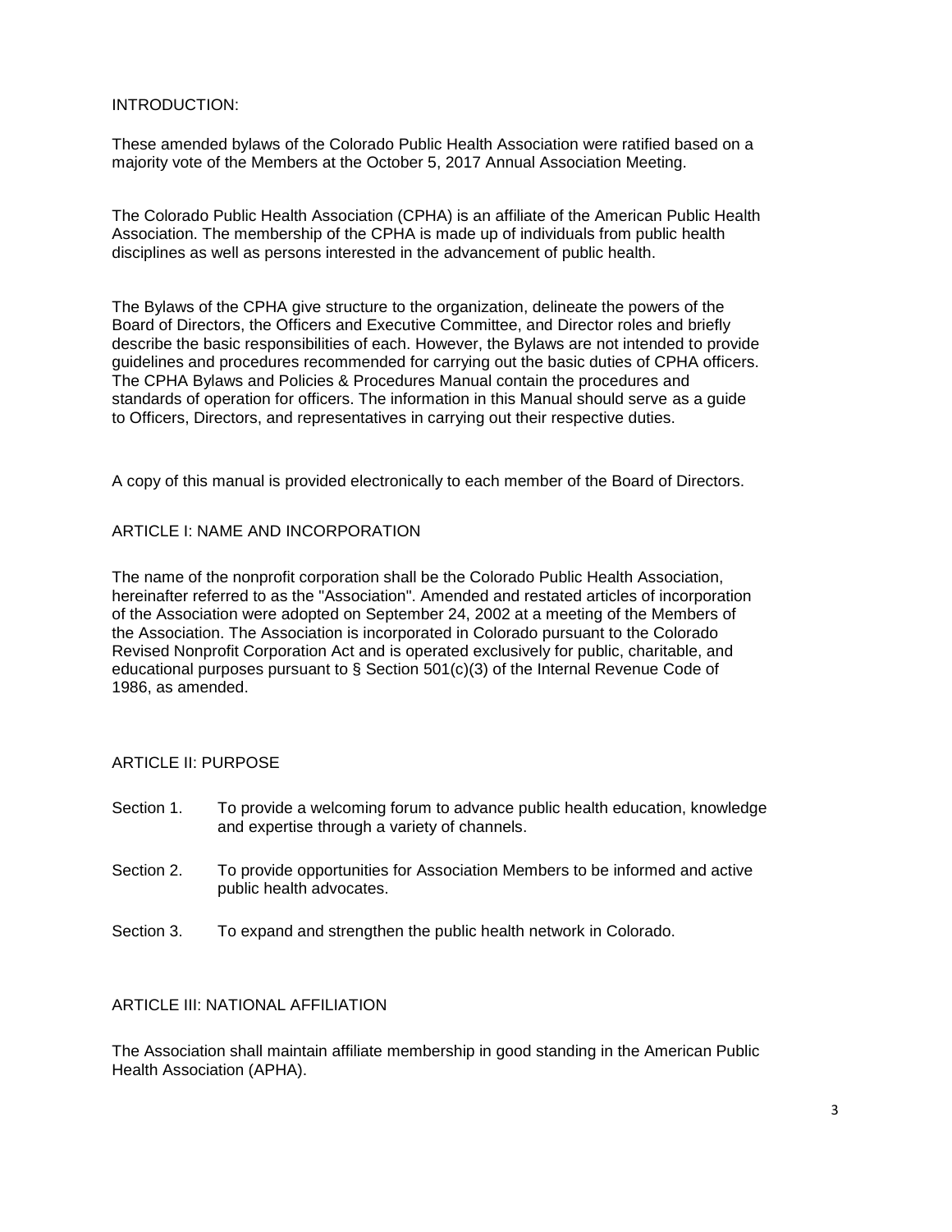## INTRODUCTION:

These amended bylaws of the Colorado Public Health Association were ratified based on a majority vote of the Members at the October 5, 2017 Annual Association Meeting.

The Colorado Public Health Association (CPHA) is an affiliate of the American Public Health Association. The membership of the CPHA is made up of individuals from public health disciplines as well as persons interested in the advancement of public health.

The Bylaws of the CPHA give structure to the organization, delineate the powers of the Board of Directors, the Officers and Executive Committee, and Director roles and briefly describe the basic responsibilities of each. However, the Bylaws are not intended to provide guidelines and procedures recommended for carrying out the basic duties of CPHA officers. The CPHA Bylaws and Policies & Procedures Manual contain the procedures and standards of operation for officers. The information in this Manual should serve as a guide to Officers, Directors, and representatives in carrying out their respective duties.

A copy of this manual is provided electronically to each member of the Board of Directors.

## ARTICLE I: NAME AND INCORPORATION

The name of the nonprofit corporation shall be the Colorado Public Health Association, hereinafter referred to as the "Association". Amended and restated articles of incorporation of the Association were adopted on September 24, 2002 at a meeting of the Members of the Association. The Association is incorporated in Colorado pursuant to the Colorado Revised Nonprofit Corporation Act and is operated exclusively for public, charitable, and educational purposes pursuant to § Section 501(c)(3) of the Internal Revenue Code of 1986, as amended.

## ARTICLE II: PURPOSE

Section 1. To provide a welcoming forum to advance public health education, knowledge and expertise through a variety of channels.

Section 2. To provide opportunities for Association Members to be informed and active public health advocates.

Section 3. To expand and strengthen the public health network in Colorado.

## ARTICLE III: NATIONAL AFFILIATION

The Association shall maintain affiliate membership in good standing in the American Public Health Association (APHA).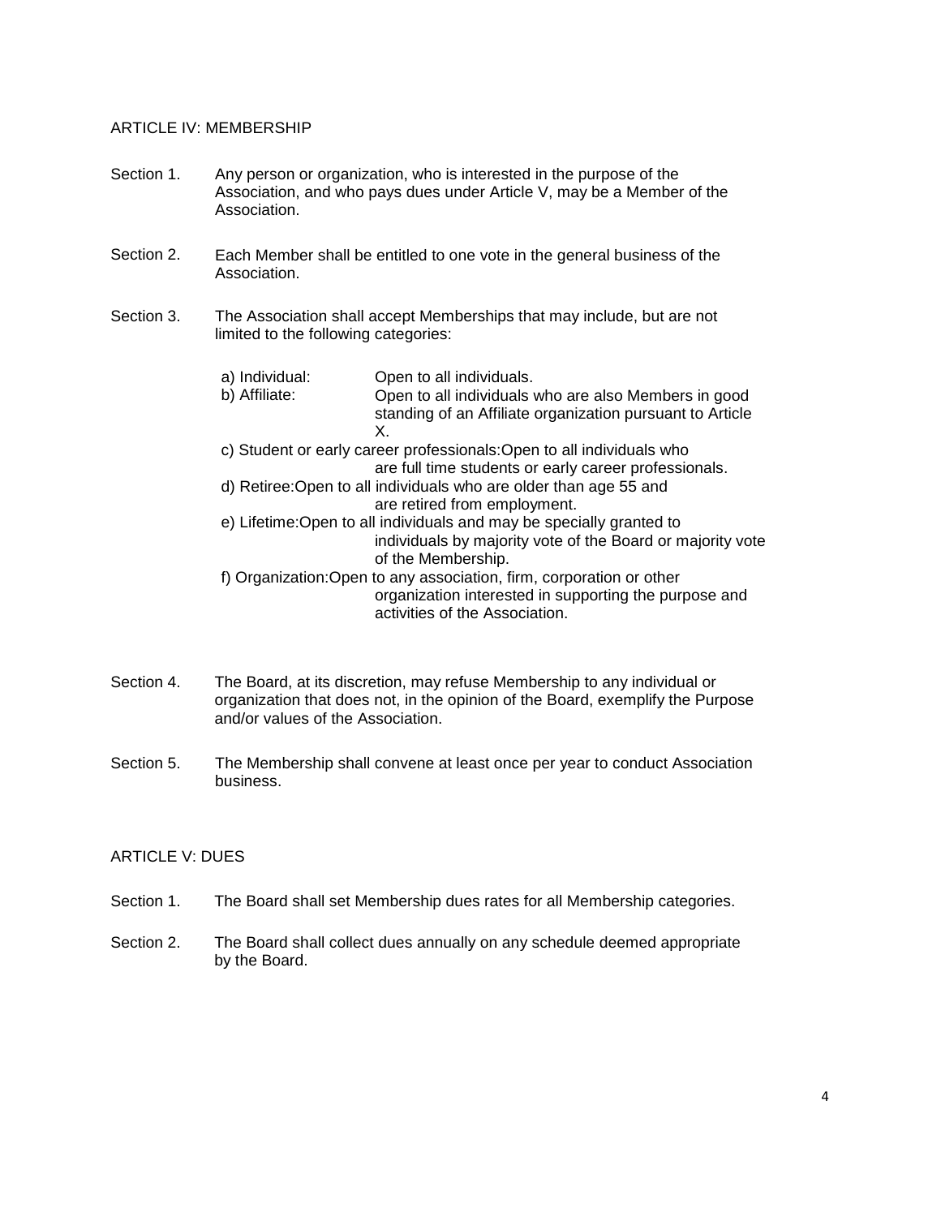## ARTICLE IV: MEMBERSHIP

Section 1. Any person or organization, who is interested in the purpose of the Association, and who pays dues under Article V, may be a Member of the Association.

Section 2. Each Member shall be entitled to one vote in the general business of the Association.

Section 3. The Association shall accept Memberships that may include, but are not limited to the following categories:

- a) Individual: Open to all individuals.
- b) Affiliate: Open to all individuals who are also Members in good standing of an Affiliate organization pursuant to Article X.
- c) Student or early career professionals: Open to all individuals who are full time students or early career professionals.
- d) Retiree: Open to all individuals who are older than age 55 and are retired from employment.
- e) Lifetime: Open to all individuals and may be specially granted to individuals by majority vote of the Board or majority vote of the Membership.
- f) Organization: Open to any association, firm, corporation or other organization interested in supporting the purpose and activities of the Association.

Section 4. The Board, at its discretion, may refuse Membership to any individual or organization that does not, in the opinion of the Board, exemplify the Purpose and/or values of the Association.

Section 5. The Membership shall convene at least once per year to conduct Association business.

## ARTICLE V: DUES

Section 1. The Board shall set Membership dues rates for all Membership categories.

Section 2. The Board shall collect dues annually on any schedule deemed appropriate by the Board.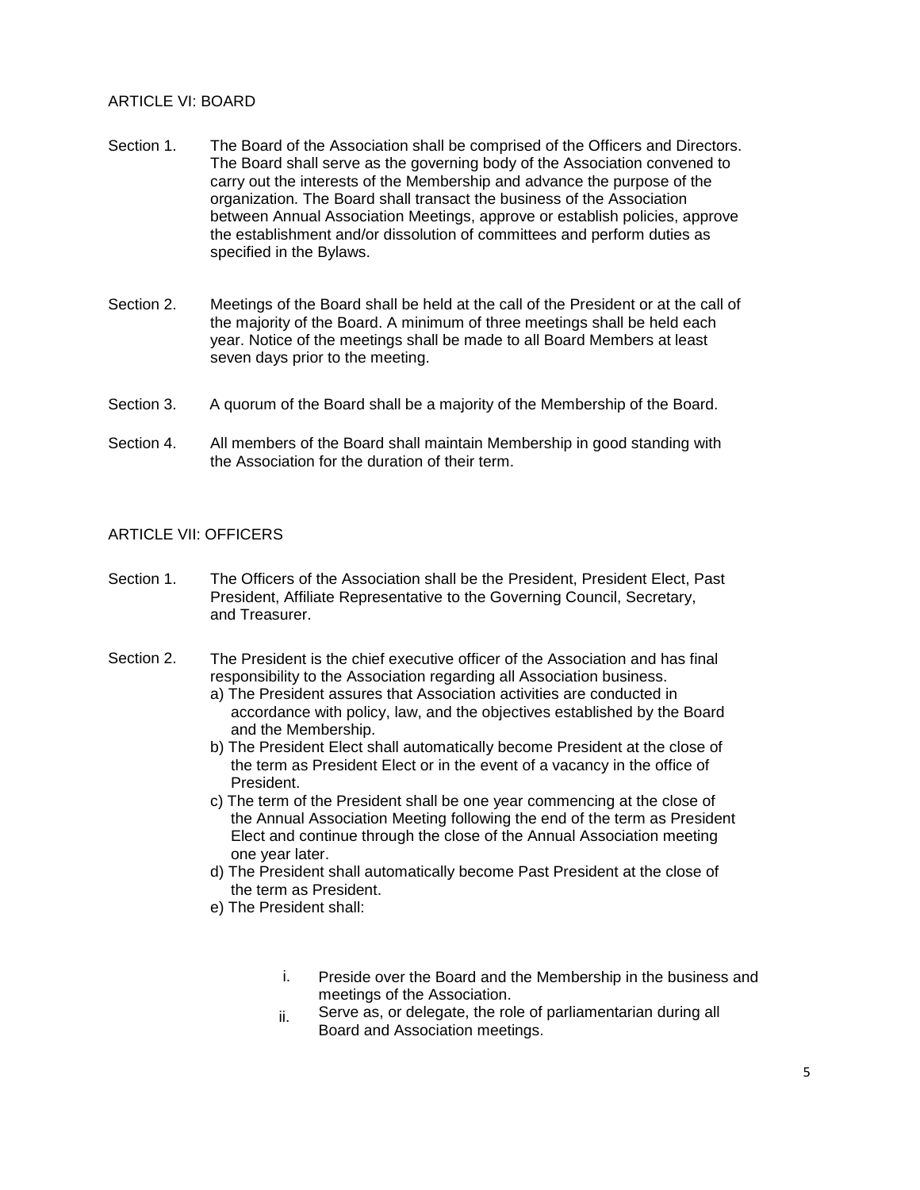## ARTICLE VI: BOARD

Section 1. The Board of the Association shall be comprised of the Officers and Directors. The Board shall serve as the governing body of the Association convened to carry out the interests of the Membership and advance the purpose of the organization. The Board shall transact the business of the Association between Annual Association Meetings, approve or establish policies, approve the establishment and/or dissolution of committees and perform duties as specified in the Bylaws.

Section 2. Meetings of the Board shall be held at the call of the President or at the call of the majority of the Board. A minimum of three meetings shall be held each year. Notice of the meetings shall be made to all Board Members at least seven days prior to the meeting.

Section 3. A quorum of the Board shall be a majority of the Membership of the Board.

Section 4. All members of the Board shall maintain Membership in good standing with the Association for the duration of their term.

## ARTICLE VII: OFFICERS

Section 1. The Officers of the Association shall be the President, President Elect, Past President, Affiliate Representative to the Governing Council, Secretary, and Treasurer.

Section 2. The President is the chief executive officer of the Association and has final responsibility to the Association regarding all Association business.

a) The President assures that Association activities are conducted in accordance with policy, law, and the objectives established by the Board and the Membership.

b) The President Elect shall automatically become President at the close of the term as President Elect or in the event of a vacancy in the office of President.

c) The term of the President shall be one year commencing at the close of the Annual Association Meeting following the end of the term as President Elect and continue through the close of the Annual Association meeting one year later.

d) The President shall automatically become Past President at the close of the term as President.

e) The President shall:

i. Preside over the Board and the Membership in the business and meetings of the Association.

ii. Serve as, or delegate, the role of parliamentarian during all Board and Association meetings.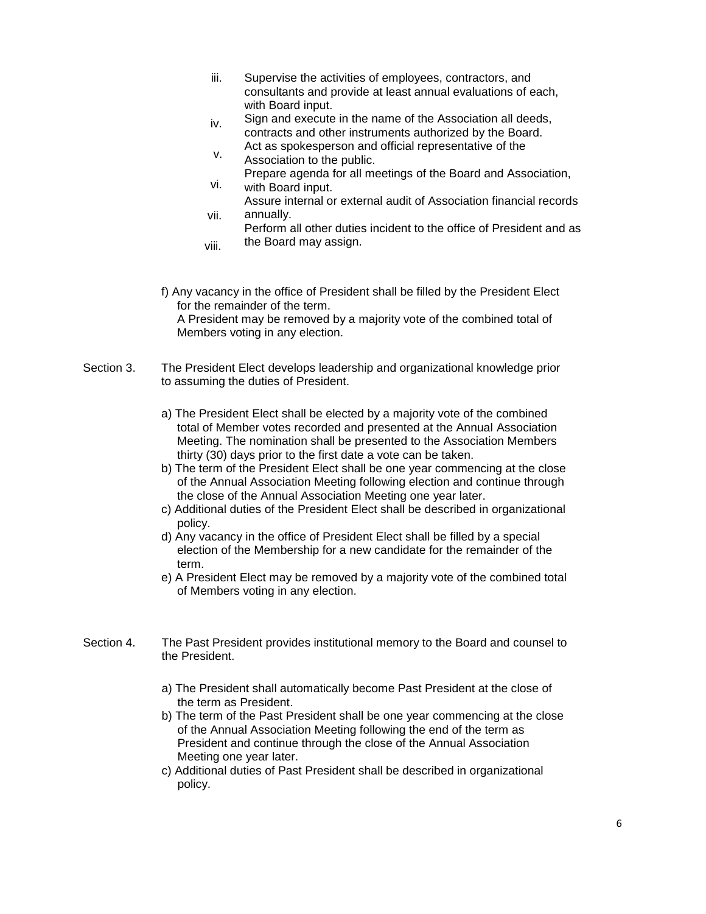iii. Supervise the activities of employees, contractors, and consultants and provide at least annual evaluations of each, with Board input.
iv. Sign and execute in the name of the Association all deeds, contracts and other instruments authorized by the Board.
v. Act as spokesperson and official representative of the Association to the public.
vi. Prepare agenda for all meetings of the Board and Association, with Board input.
vii. Assure internal or external audit of Association financial records annually.
viii. Perform all other duties incident to the office of President and as the Board may assign.

f) Any vacancy in the office of President shall be filled by the President Elect for the remainder of the term.
A President may be removed by a majority vote of the combined total of Members voting in any election.

Section 3. The President Elect develops leadership and organizational knowledge prior to assuming the duties of President.

a) The President Elect shall be elected by a majority vote of the combined total of Member votes recorded and presented at the Annual Association Meeting. The nomination shall be presented to the Association Members thirty (30) days prior to the first date a vote can be taken.
b) The term of the President Elect shall be one year commencing at the close of the Annual Association Meeting following election and continue through the close of the Annual Association Meeting one year later.
c) Additional duties of the President Elect shall be described in organizational policy.
d) Any vacancy in the office of President Elect shall be filled by a special election of the Membership for a new candidate for the remainder of the term.
e) A President Elect may be removed by a majority vote of the combined total of Members voting in any election.

Section 4. The Past President provides institutional memory to the Board and counsel to the President.

a) The President shall automatically become Past President at the close of the term as President.
b) The term of the Past President shall be one year commencing at the close of the Annual Association Meeting following the end of the term as President and continue through the close of the Annual Association Meeting one year later.
c) Additional duties of Past President shall be described in organizational policy.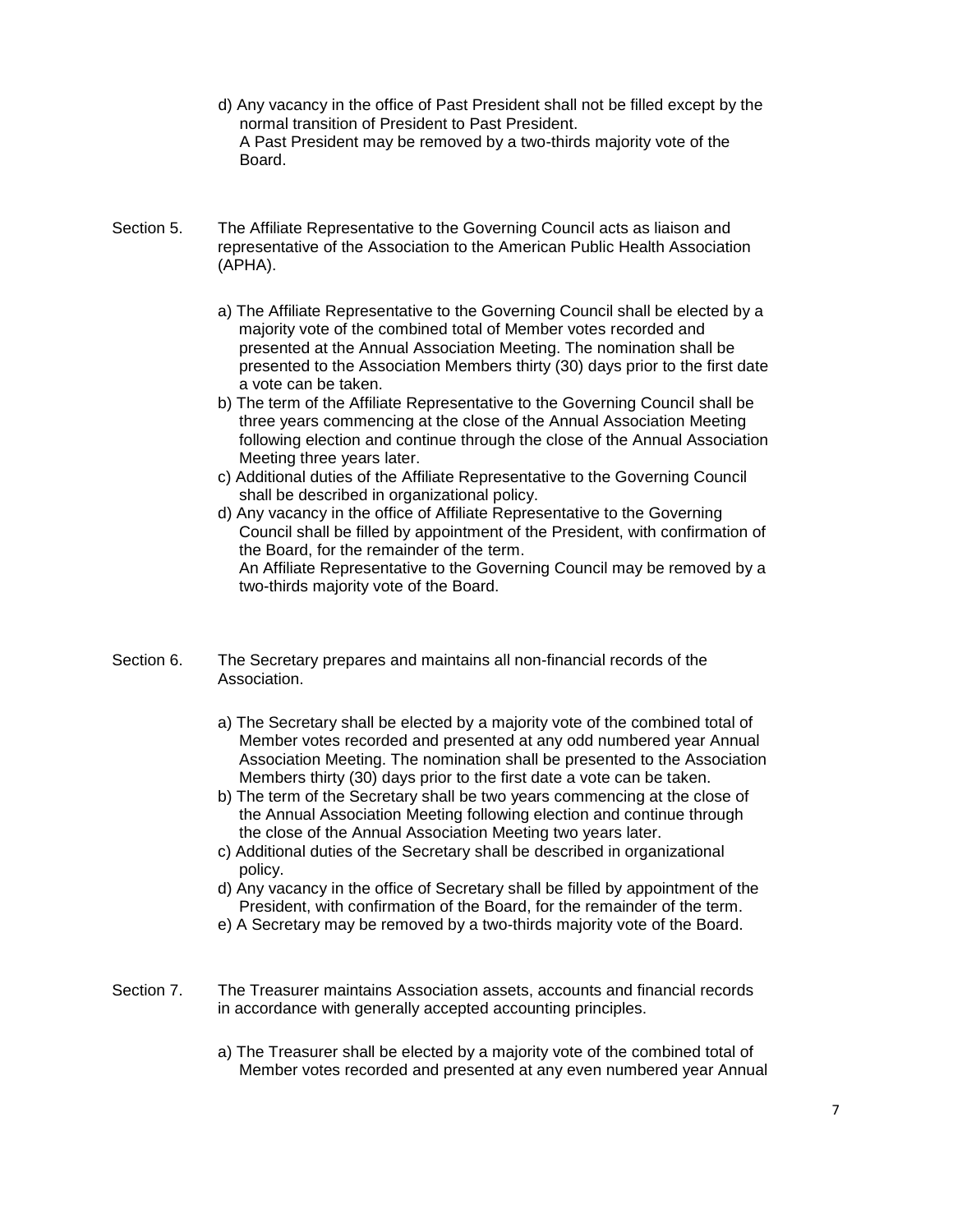d) Any vacancy in the office of Past President shall not be filled except by the normal transition of President to Past President.
A Past President may be removed by a two-thirds majority vote of the Board.

Section 5. The Affiliate Representative to the Governing Council acts as liaison and representative of the Association to the American Public Health Association (APHA).

a) The Affiliate Representative to the Governing Council shall be elected by a majority vote of the combined total of Member votes recorded and presented at the Annual Association Meeting. The nomination shall be presented to the Association Members thirty (30) days prior to the first date a vote can be taken.
b) The term of the Affiliate Representative to the Governing Council shall be three years commencing at the close of the Annual Association Meeting following election and continue through the close of the Annual Association Meeting three years later.
c) Additional duties of the Affiliate Representative to the Governing Council shall be described in organizational policy.
d) Any vacancy in the office of Affiliate Representative to the Governing Council shall be filled by appointment of the President, with confirmation of the Board, for the remainder of the term.
An Affiliate Representative to the Governing Council may be removed by a two-thirds majority vote of the Board.

Section 6. The Secretary prepares and maintains all non-financial records of the Association.

a) The Secretary shall be elected by a majority vote of the combined total of Member votes recorded and presented at any odd numbered year Annual Association Meeting. The nomination shall be presented to the Association Members thirty (30) days prior to the first date a vote can be taken.
b) The term of the Secretary shall be two years commencing at the close of the Annual Association Meeting following election and continue through the close of the Annual Association Meeting two years later.
c) Additional duties of the Secretary shall be described in organizational policy.
d) Any vacancy in the office of Secretary shall be filled by appointment of the President, with confirmation of the Board, for the remainder of the term.
e) A Secretary may be removed by a two-thirds majority vote of the Board.

Section 7. The Treasurer maintains Association assets, accounts and financial records in accordance with generally accepted accounting principles.

a) The Treasurer shall be elected by a majority vote of the combined total of Member votes recorded and presented at any even numbered year Annual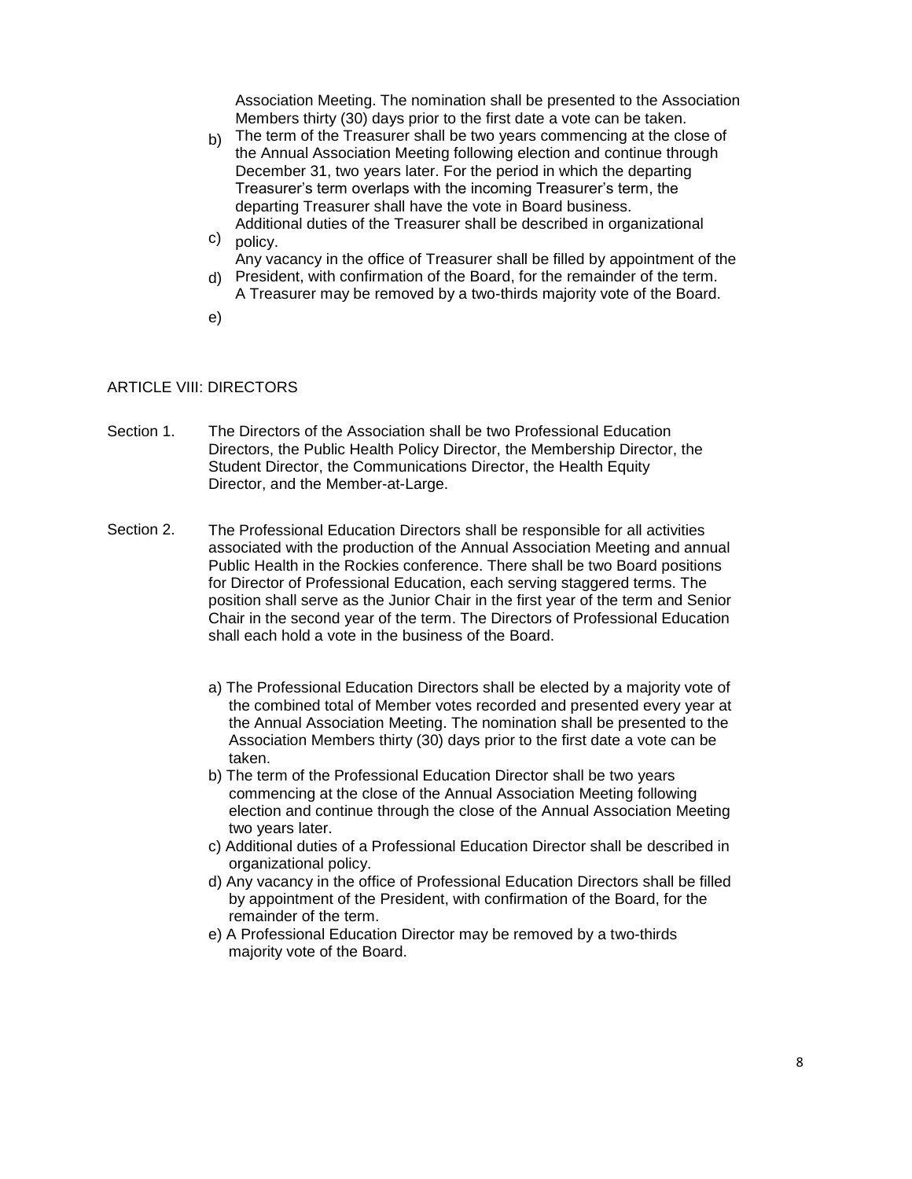Association Meeting. The nomination shall be presented to the Association Members thirty (30) days prior to the first date a vote can be taken.

b) The term of the Treasurer shall be two years commencing at the close of the Annual Association Meeting following election and continue through December 31, two years later. For the period in which the departing Treasurer's term overlaps with the incoming Treasurer's term, the departing Treasurer shall have the vote in Board business.
c) Additional duties of the Treasurer shall be described in organizational policy.
d) Any vacancy in the office of Treasurer shall be filled by appointment of the President, with confirmation of the Board, for the remainder of the term.
e) A Treasurer may be removed by a two-thirds majority vote of the Board.

## ARTICLE VIII: DIRECTORS

Section 1. The Directors of the Association shall be two Professional Education Directors, the Public Health Policy Director, the Membership Director, the Student Director, the Communications Director, the Health Equity Director, and the Member-at-Large.

Section 2. The Professional Education Directors shall be responsible for all activities associated with the production of the Annual Association Meeting and annual Public Health in the Rockies conference. There shall be two Board positions for Director of Professional Education, each serving staggered terms. The position shall serve as the Junior Chair in the first year of the term and Senior Chair in the second year of the term. The Directors of Professional Education shall each hold a vote in the business of the Board.

a) The Professional Education Directors shall be elected by a majority vote of the combined total of Member votes recorded and presented every year at the Annual Association Meeting. The nomination shall be presented to the Association Members thirty (30) days prior to the first date a vote can be taken.
b) The term of the Professional Education Director shall be two years commencing at the close of the Annual Association Meeting following election and continue through the close of the Annual Association Meeting two years later.
c) Additional duties of a Professional Education Director shall be described in organizational policy.
d) Any vacancy in the office of Professional Education Directors shall be filled by appointment of the President, with confirmation of the Board, for the remainder of the term.
e) A Professional Education Director may be removed by a two-thirds majority vote of the Board.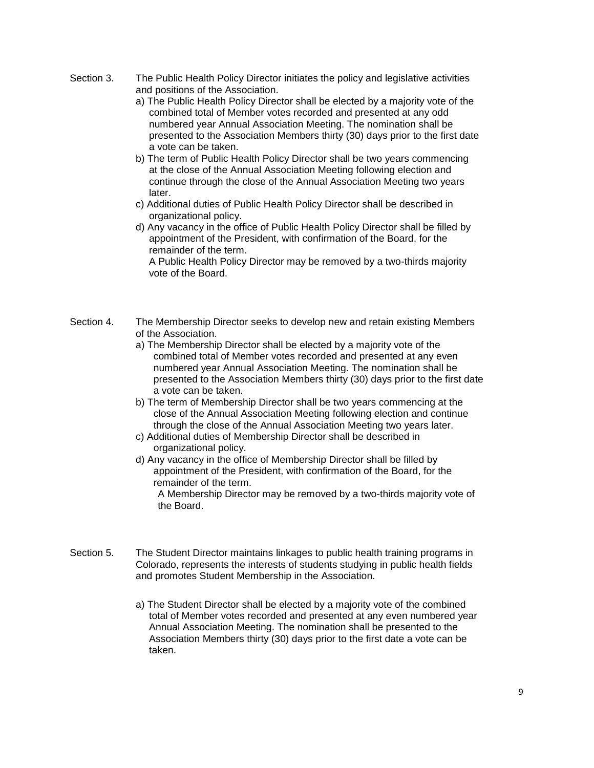Section 3. The Public Health Policy Director initiates the policy and legislative activities and positions of the Association.

a) The Public Health Policy Director shall be elected by a majority vote of the combined total of Member votes recorded and presented at any odd numbered year Annual Association Meeting. The nomination shall be presented to the Association Members thirty (30) days prior to the first date a vote can be taken.

b) The term of Public Health Policy Director shall be two years commencing at the close of the Annual Association Meeting following election and continue through the close of the Annual Association Meeting two years later.

c) Additional duties of Public Health Policy Director shall be described in organizational policy.

d) Any vacancy in the office of Public Health Policy Director shall be filled by appointment of the President, with confirmation of the Board, for the remainder of the term.

A Public Health Policy Director may be removed by a two-thirds majority vote of the Board.

Section 4. The Membership Director seeks to develop new and retain existing Members of the Association.

a) The Membership Director shall be elected by a majority vote of the combined total of Member votes recorded and presented at any even numbered year Annual Association Meeting. The nomination shall be presented to the Association Members thirty (30) days prior to the first date a vote can be taken.

b) The term of Membership Director shall be two years commencing at the close of the Annual Association Meeting following election and continue through the close of the Annual Association Meeting two years later.

c) Additional duties of Membership Director shall be described in organizational policy.

d) Any vacancy in the office of Membership Director shall be filled by appointment of the President, with confirmation of the Board, for the remainder of the term.

A Membership Director may be removed by a two-thirds majority vote of the Board.

Section 5. The Student Director maintains linkages to public health training programs in Colorado, represents the interests of students studying in public health fields and promotes Student Membership in the Association.

a) The Student Director shall be elected by a majority vote of the combined total of Member votes recorded and presented at any even numbered year Annual Association Meeting. The nomination shall be presented to the Association Members thirty (30) days prior to the first date a vote can be taken.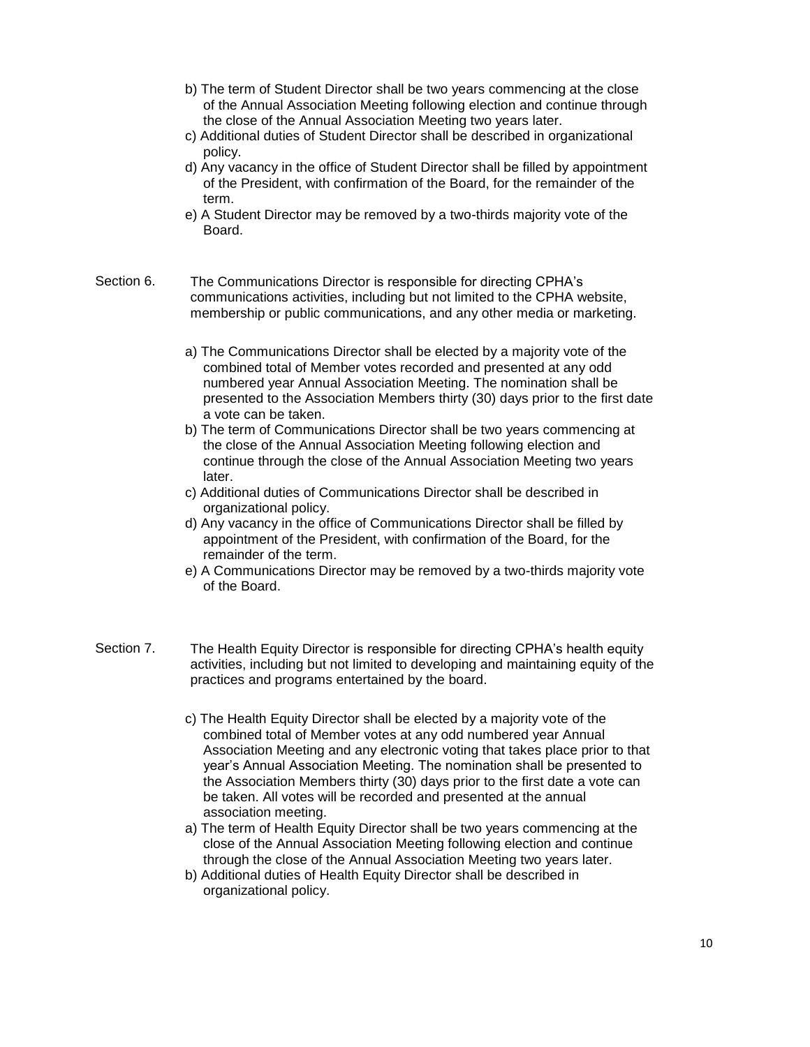b) The term of Student Director shall be two years commencing at the close of the Annual Association Meeting following election and continue through the close of the Annual Association Meeting two years later.

c) Additional duties of Student Director shall be described in organizational policy.

d) Any vacancy in the office of Student Director shall be filled by appointment of the President, with confirmation of the Board, for the remainder of the term.

e) A Student Director may be removed by a two-thirds majority vote of the Board.

Section 6. The Communications Director is responsible for directing CPHA's communications activities, including but not limited to the CPHA website, membership or public communications, and any other media or marketing.

a) The Communications Director shall be elected by a majority vote of the combined total of Member votes recorded and presented at any odd numbered year Annual Association Meeting. The nomination shall be presented to the Association Members thirty (30) days prior to the first date a vote can be taken.

b) The term of Communications Director shall be two years commencing at the close of the Annual Association Meeting following election and continue through the close of the Annual Association Meeting two years later.

c) Additional duties of Communications Director shall be described in organizational policy.

d) Any vacancy in the office of Communications Director shall be filled by appointment of the President, with confirmation of the Board, for the remainder of the term.

e) A Communications Director may be removed by a two-thirds majority vote of the Board.

Section 7. The Health Equity Director is responsible for directing CPHA's health equity activities, including but not limited to developing and maintaining equity of the practices and programs entertained by the board.

c) The Health Equity Director shall be elected by a majority vote of the combined total of Member votes at any odd numbered year Annual Association Meeting and any electronic voting that takes place prior to that year's Annual Association Meeting. The nomination shall be presented to the Association Members thirty (30) days prior to the first date a vote can be taken. All votes will be recorded and presented at the annual association meeting.

a) The term of Health Equity Director shall be two years commencing at the close of the Annual Association Meeting following election and continue through the close of the Annual Association Meeting two years later.

b) Additional duties of Health Equity Director shall be described in organizational policy.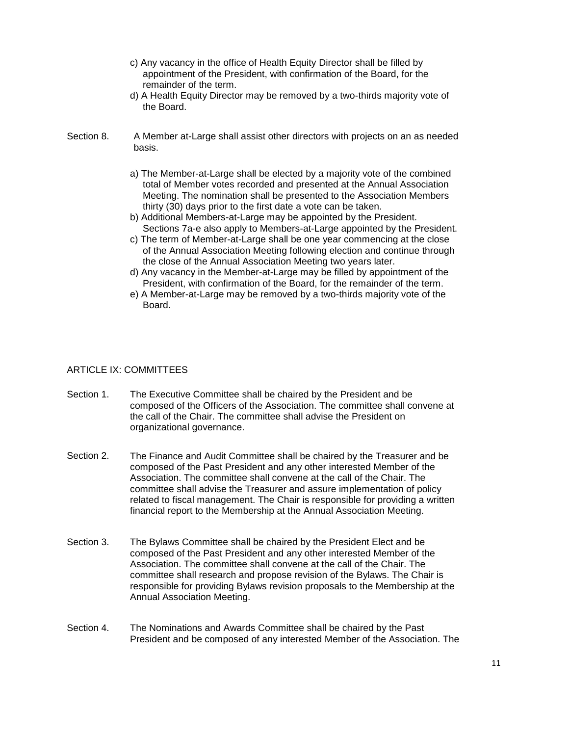c) Any vacancy in the office of Health Equity Director shall be filled by appointment of the President, with confirmation of the Board, for the remainder of the term.

d) A Health Equity Director may be removed by a two-thirds majority vote of the Board.

Section 8. A Member at-Large shall assist other directors with projects on an as needed basis.

a) The Member-at-Large shall be elected by a majority vote of the combined total of Member votes recorded and presented at the Annual Association Meeting. The nomination shall be presented to the Association Members thirty (30) days prior to the first date a vote can be taken.

b) Additional Members-at-Large may be appointed by the President. Sections 7a-e also apply to Members-at-Large appointed by the President.

c) The term of Member-at-Large shall be one year commencing at the close of the Annual Association Meeting following election and continue through the close of the Annual Association Meeting two years later.

d) Any vacancy in the Member-at-Large may be filled by appointment of the President, with confirmation of the Board, for the remainder of the term.

e) A Member-at-Large may be removed by a two-thirds majority vote of the Board.

## ARTICLE IX: COMMITTEES

Section 1. The Executive Committee shall be chaired by the President and be composed of the Officers of the Association. The committee shall convene at the call of the Chair. The committee shall advise the President on organizational governance.

Section 2. The Finance and Audit Committee shall be chaired by the Treasurer and be composed of the Past President and any other interested Member of the Association. The committee shall convene at the call of the Chair. The committee shall advise the Treasurer and assure implementation of policy related to fiscal management. The Chair is responsible for providing a written financial report to the Membership at the Annual Association Meeting.

Section 3. The Bylaws Committee shall be chaired by the President Elect and be composed of the Past President and any other interested Member of the Association. The committee shall convene at the call of the Chair. The committee shall research and propose revision of the Bylaws. The Chair is responsible for providing Bylaws revision proposals to the Membership at the Annual Association Meeting.

Section 4. The Nominations and Awards Committee shall be chaired by the Past President and be composed of any interested Member of the Association. The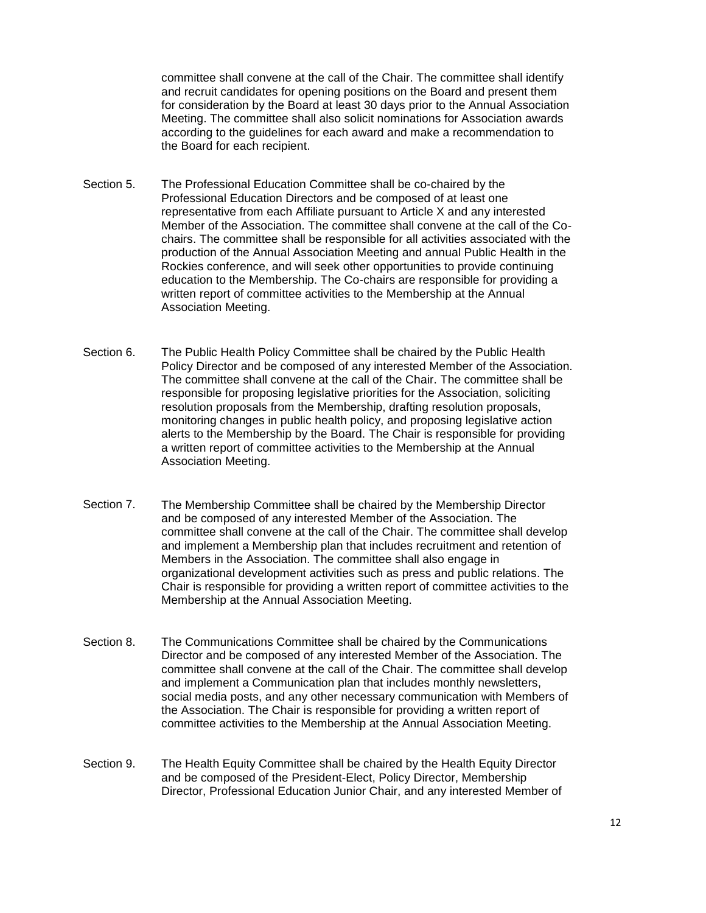committee shall convene at the call of the Chair. The committee shall identify and recruit candidates for opening positions on the Board and present them for consideration by the Board at least 30 days prior to the Annual Association Meeting. The committee shall also solicit nominations for Association awards according to the guidelines for each award and make a recommendation to the Board for each recipient.

Section 5. The Professional Education Committee shall be co-chaired by the Professional Education Directors and be composed of at least one representative from each Affiliate pursuant to Article X and any interested Member of the Association. The committee shall convene at the call of the Co-chairs. The committee shall be responsible for all activities associated with the production of the Annual Association Meeting and annual Public Health in the Rockies conference, and will seek other opportunities to provide continuing education to the Membership. The Co-chairs are responsible for providing a written report of committee activities to the Membership at the Annual Association Meeting.

Section 6. The Public Health Policy Committee shall be chaired by the Public Health Policy Director and be composed of any interested Member of the Association. The committee shall convene at the call of the Chair. The committee shall be responsible for proposing legislative priorities for the Association, soliciting resolution proposals from the Membership, drafting resolution proposals, monitoring changes in public health policy, and proposing legislative action alerts to the Membership by the Board. The Chair is responsible for providing a written report of committee activities to the Membership at the Annual Association Meeting.

Section 7. The Membership Committee shall be chaired by the Membership Director and be composed of any interested Member of the Association. The committee shall convene at the call of the Chair. The committee shall develop and implement a Membership plan that includes recruitment and retention of Members in the Association. The committee shall also engage in organizational development activities such as press and public relations. The Chair is responsible for providing a written report of committee activities to the Membership at the Annual Association Meeting.

Section 8. The Communications Committee shall be chaired by the Communications Director and be composed of any interested Member of the Association. The committee shall convene at the call of the Chair. The committee shall develop and implement a Communication plan that includes monthly newsletters, social media posts, and any other necessary communication with Members of the Association. The Chair is responsible for providing a written report of committee activities to the Membership at the Annual Association Meeting.

Section 9. The Health Equity Committee shall be chaired by the Health Equity Director and be composed of the President-Elect, Policy Director, Membership Director, Professional Education Junior Chair, and any interested Member of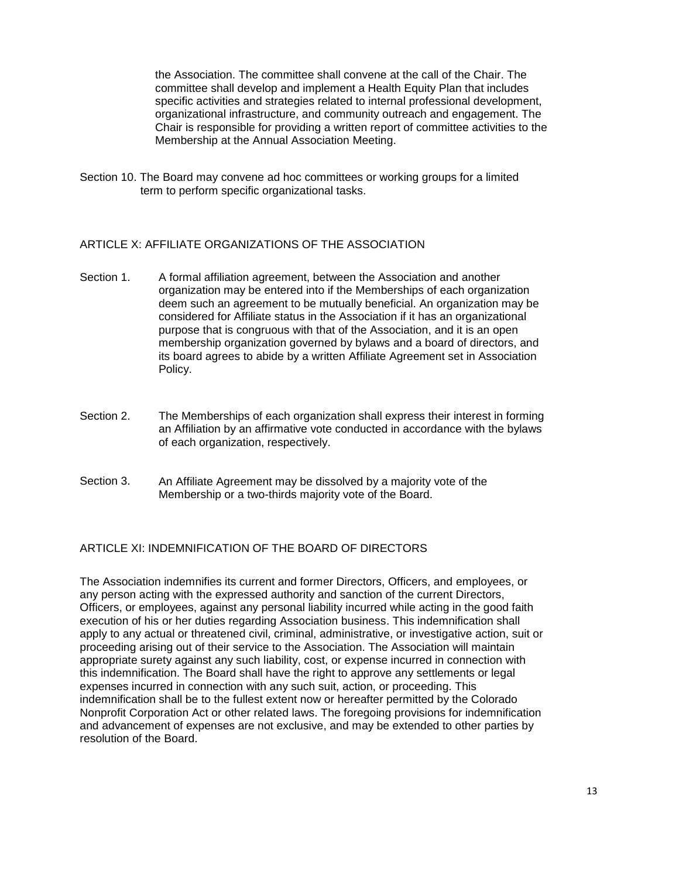the Association. The committee shall convene at the call of the Chair. The committee shall develop and implement a Health Equity Plan that includes specific activities and strategies related to internal professional development, organizational infrastructure, and community outreach and engagement. The Chair is responsible for providing a written report of committee activities to the Membership at the Annual Association Meeting.

Section 10. The Board may convene ad hoc committees or working groups for a limited term to perform specific organizational tasks.

## ARTICLE X: AFFILIATE ORGANIZATIONS OF THE ASSOCIATION

Section 1. A formal affiliation agreement, between the Association and another organization may be entered into if the Memberships of each organization deem such an agreement to be mutually beneficial. An organization may be considered for Affiliate status in the Association if it has an organizational purpose that is congruous with that of the Association, and it is an open membership organization governed by bylaws and a board of directors, and its board agrees to abide by a written Affiliate Agreement set in Association Policy.

Section 2. The Memberships of each organization shall express their interest in forming an Affiliation by an affirmative vote conducted in accordance with the bylaws of each organization, respectively.

Section 3. An Affiliate Agreement may be dissolved by a majority vote of the Membership or a two-thirds majority vote of the Board.

## ARTICLE XI: INDEMNIFICATION OF THE BOARD OF DIRECTORS

The Association indemnifies its current and former Directors, Officers, and employees, or any person acting with the expressed authority and sanction of the current Directors, Officers, or employees, against any personal liability incurred while acting in the good faith execution of his or her duties regarding Association business. This indemnification shall apply to any actual or threatened civil, criminal, administrative, or investigative action, suit or proceeding arising out of their service to the Association. The Association will maintain appropriate surety against any such liability, cost, or expense incurred in connection with this indemnification. The Board shall have the right to approve any settlements or legal expenses incurred in connection with any such suit, action, or proceeding. This indemnification shall be to the fullest extent now or hereafter permitted by the Colorado Nonprofit Corporation Act or other related laws. The foregoing provisions for indemnification and advancement of expenses are not exclusive, and may be extended to other parties by resolution of the Board.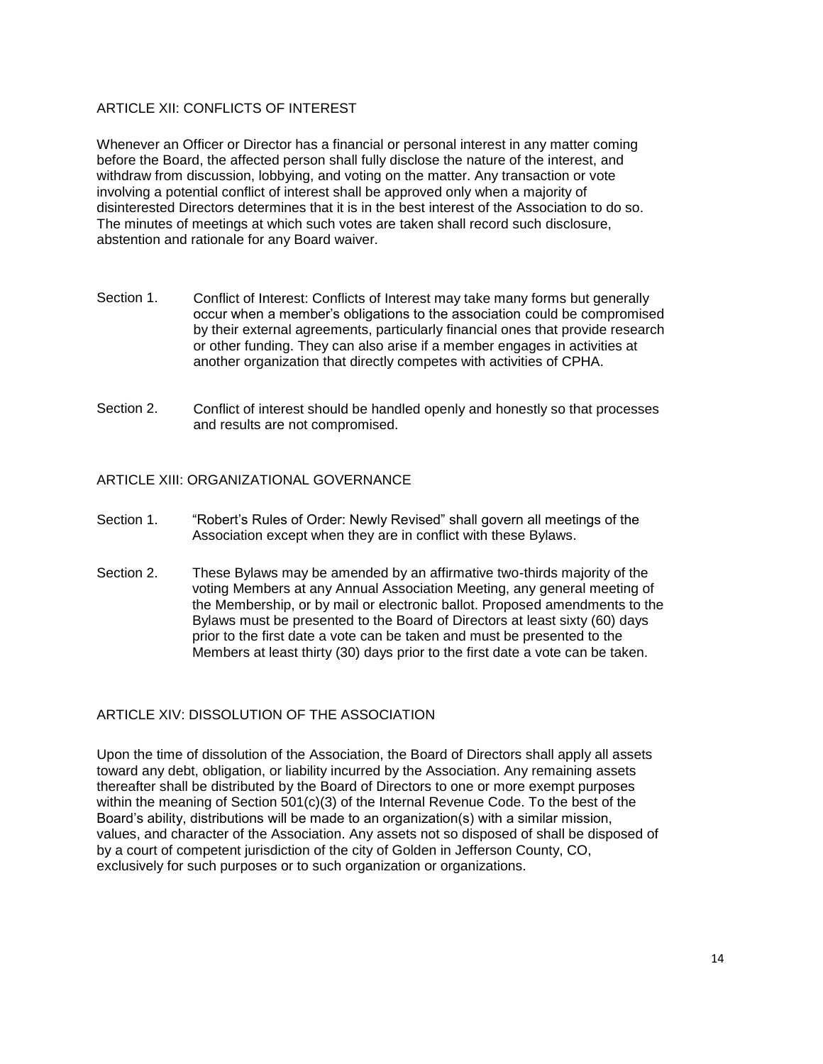## ARTICLE XII: CONFLICTS OF INTEREST

Whenever an Officer or Director has a financial or personal interest in any matter coming before the Board, the affected person shall fully disclose the nature of the interest, and withdraw from discussion, lobbying, and voting on the matter. Any transaction or vote involving a potential conflict of interest shall be approved only when a majority of disinterested Directors determines that it is in the best interest of the Association to do so. The minutes of meetings at which such votes are taken shall record such disclosure, abstention and rationale for any Board waiver.

Section 1. Conflict of Interest: Conflicts of Interest may take many forms but generally occur when a member's obligations to the association could be compromised by their external agreements, particularly financial ones that provide research or other funding. They can also arise if a member engages in activities at another organization that directly competes with activities of CPHA.

Section 2. Conflict of interest should be handled openly and honestly so that processes and results are not compromised.

## ARTICLE XIII: ORGANIZATIONAL GOVERNANCE

Section 1. "Robert's Rules of Order: Newly Revised" shall govern all meetings of the Association except when they are in conflict with these Bylaws.

Section 2. These Bylaws may be amended by an affirmative two-thirds majority of the voting Members at any Annual Association Meeting, any general meeting of the Membership, or by mail or electronic ballot. Proposed amendments to the Bylaws must be presented to the Board of Directors at least sixty (60) days prior to the first date a vote can be taken and must be presented to the Members at least thirty (30) days prior to the first date a vote can be taken.

## ARTICLE XIV: DISSOLUTION OF THE ASSOCIATION

Upon the time of dissolution of the Association, the Board of Directors shall apply all assets toward any debt, obligation, or liability incurred by the Association. Any remaining assets thereafter shall be distributed by the Board of Directors to one or more exempt purposes within the meaning of Section 501(c)(3) of the Internal Revenue Code. To the best of the Board's ability, distributions will be made to an organization(s) with a similar mission, values, and character of the Association. Any assets not so disposed of shall be disposed of by a court of competent jurisdiction of the city of Golden in Jefferson County, CO, exclusively for such purposes or to such organization or organizations.